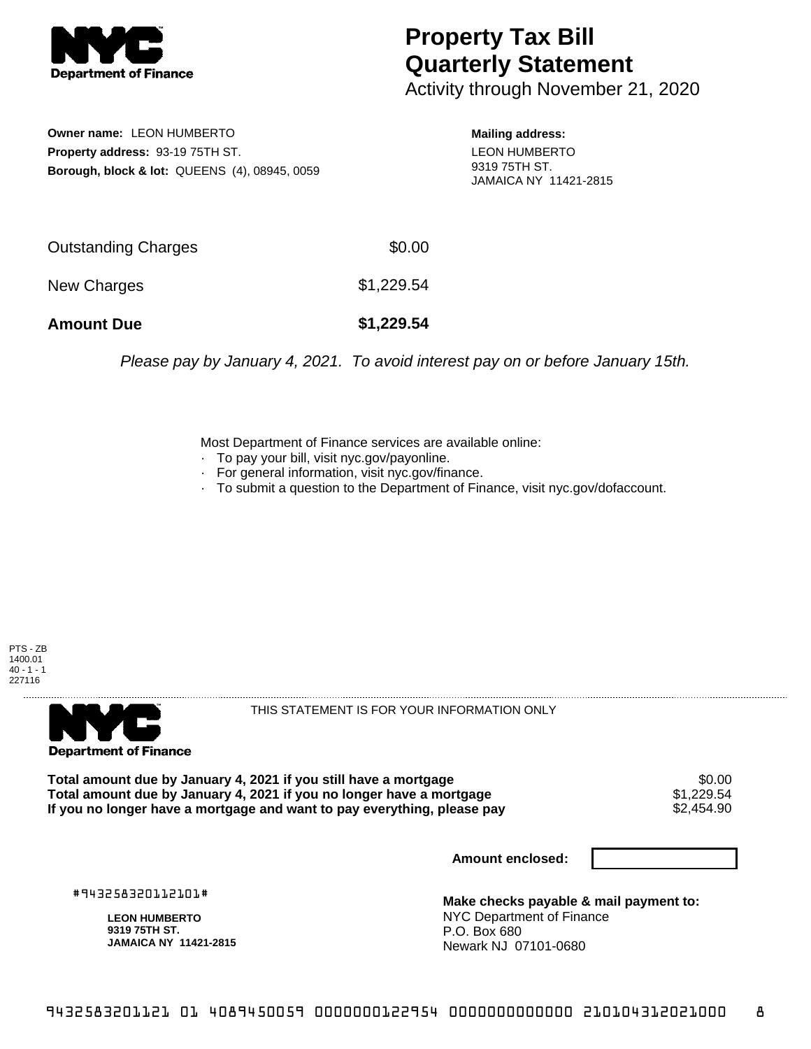**NYC Department of Finance**

# Property Tax Bill Quarterly Statement

Activity through November 21, 2020

**Owner name:** LEON HUMBERTO
**Property address:** 93-19 75TH ST.
**Borough, block & lot:** QUEENS (4), 08945, 0059

**Mailing address:**
LEON HUMBERTO
9319 75TH ST.
JAMAICA NY 11421-2815

| | |
|---|---|
| Outstanding Charges | $0.00 |
| New Charges | $1,229.54 |
| **Amount Due** | **$1,229.54** |

*Please pay by January 4, 2021. To avoid interest pay on or before January 15th.*

Most Department of Finance services are available online:
- To pay your bill, visit nyc.gov/payonline.
- For general information, visit nyc.gov/finance.
- To submit a question to the Department of Finance, visit nyc.gov/dofaccount.

PTS - ZB
1400.01
40 - 1 - 1
227116

---

**NYC Department of Finance**

THIS STATEMENT IS FOR YOUR INFORMATION ONLY

| | |
|---|---|
| **Total amount due by January 4, 2021 if you still have a mortgage** | $0.00 |
| **Total amount due by January 4, 2021 if you no longer have a mortgage** | $1,229.54 |
| **If you no longer have a mortgage and want to pay everything, please pay** | $2,454.90 |

**Amount enclosed:**

#943258320112101#

**LEON HUMBERTO**
**9319 75TH ST.**
**JAMAICA NY 11421-2815**

**Make checks payable & mail payment to:**
NYC Department of Finance
P.O. Box 680
Newark NJ 07101-0680

9432583201121 01 4089450059 0000000122954 0000000000000 210104312021000 8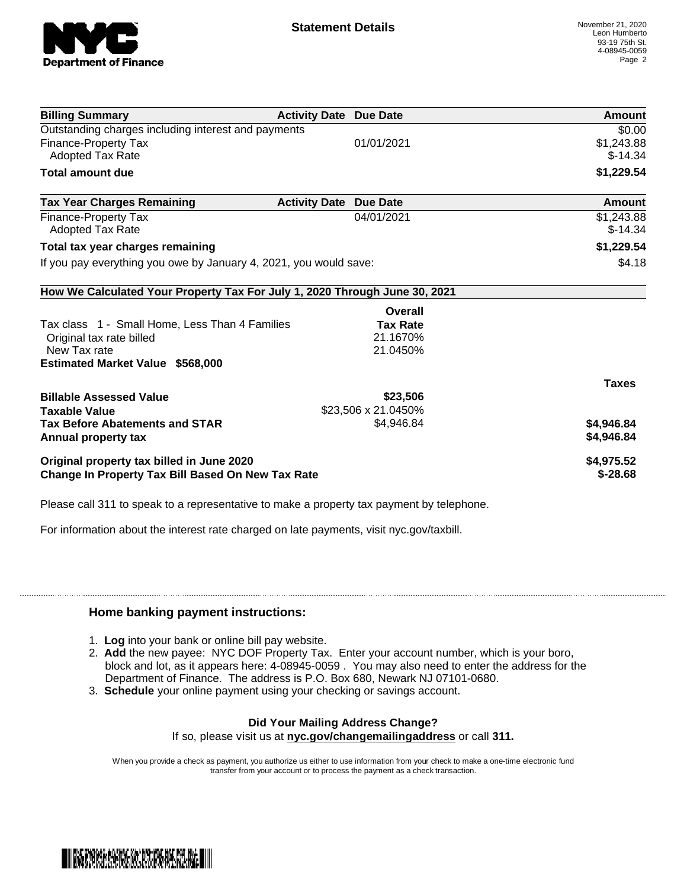# Statement Details

November 21, 2020
Leon Humberto
93-19 75th St.
4-08945-0059

| Billing Summary | Activity Date | Due Date | Amount |
|---|---|---|---|
| Outstanding charges including interest and payments | | | $0.00 |
| Finance-Property Tax | | 01/01/2021 | $1,243.88 |
| Adopted Tax Rate | | | $-14.34 |
| **Total amount due** | | | **$1,229.54** |

| Tax Year Charges Remaining | Activity Date | Due Date | Amount |
|---|---|---|---|
| Finance-Property Tax | | 04/01/2021 | $1,243.88 |
| Adopted Tax Rate | | | $-14.34 |
| **Total tax year charges remaining** | | | **$1,229.54** |
| If you pay everything you owe by January 4, 2021, you would save: | | | $4.18 |

**How We Calculated Your Property Tax For July 1, 2020 Through June 30, 2021**

| | Overall Tax Rate | Taxes |
|---|---|---|
| Tax class 1 - Small Home, Less Than 4 Families | | |
| Original tax rate billed | 21.1670% | |
| New Tax rate | 21.0450% | |
| **Estimated Market Value $568,000** | | |
| **Billable Assessed Value** | $23,506 | |
| **Taxable Value** | $23,506 x 21.0450% | |
| **Tax Before Abatements and STAR** | $4,946.84 | $4,946.84 |
| **Annual property tax** | | $4,946.84 |
| **Original property tax billed in June 2020** | | $4,975.52 |
| **Change In Property Tax Bill Based On New Tax Rate** | | $-28.68 |

Please call 311 to speak to a representative to make a property tax payment by telephone.

For information about the interest rate charged on late payments, visit nyc.gov/taxbill.

## Home banking payment instructions:

1. **Log** into your bank or online bill pay website.
2. **Add** the new payee: NYC DOF Property Tax. Enter your account number, which is your boro, block and lot, as it appears here: 4-08945-0059 . You may also need to enter the address for the Department of Finance. The address is P.O. Box 680, Newark NJ 07101-0680.
3. **Schedule** your online payment using your checking or savings account.

**Did Your Mailing Address Change?**

If so, please visit us at **nyc.gov/changemailingaddress** or call **311.**

When you provide a check as payment, you authorize us either to use information from your check to make a one-time electronic fund transfer from your account or to process the payment as a check transaction.